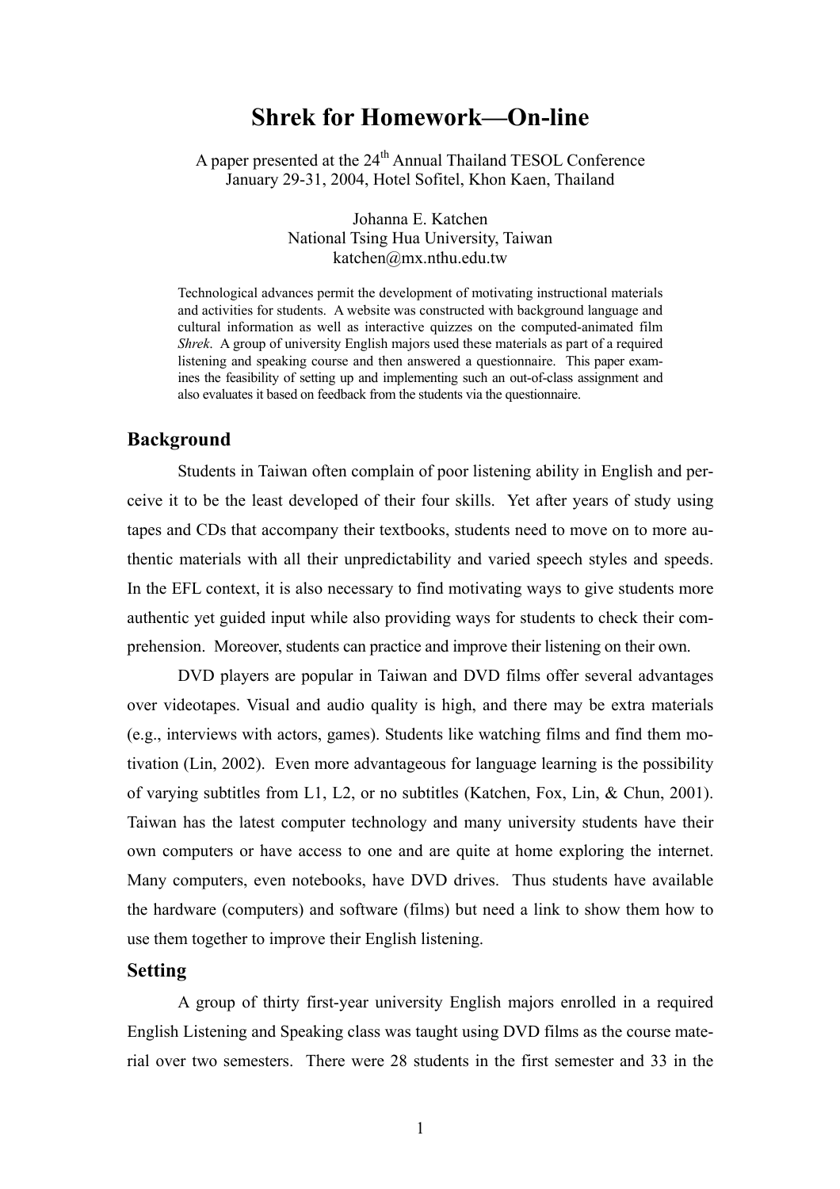# Shrek for Homework—On-line

A paper presented at the 24th Annual Thailand TESOL Conference
January 29-31, 2004, Hotel Sofitel, Khon Kaen, Thailand

Johanna E. Katchen
National Tsing Hua University, Taiwan
katchen@mx.nthu.edu.tw

Technological advances permit the development of motivating instructional materials and activities for students. A website was constructed with background language and cultural information as well as interactive quizzes on the computed-animated film *Shrek*. A group of university English majors used these materials as part of a required listening and speaking course and then answered a questionnaire. This paper examines the feasibility of setting up and implementing such an out-of-class assignment and also evaluates it based on feedback from the students via the questionnaire.

## Background

Students in Taiwan often complain of poor listening ability in English and perceive it to be the least developed of their four skills. Yet after years of study using tapes and CDs that accompany their textbooks, students need to move on to more authentic materials with all their unpredictability and varied speech styles and speeds. In the EFL context, it is also necessary to find motivating ways to give students more authentic yet guided input while also providing ways for students to check their comprehension. Moreover, students can practice and improve their listening on their own.

DVD players are popular in Taiwan and DVD films offer several advantages over videotapes. Visual and audio quality is high, and there may be extra materials (e.g., interviews with actors, games). Students like watching films and find them motivation (Lin, 2002). Even more advantageous for language learning is the possibility of varying subtitles from L1, L2, or no subtitles (Katchen, Fox, Lin, & Chun, 2001). Taiwan has the latest computer technology and many university students have their own computers or have access to one and are quite at home exploring the internet. Many computers, even notebooks, have DVD drives. Thus students have available the hardware (computers) and software (films) but need a link to show them how to use them together to improve their English listening.

## Setting

A group of thirty first-year university English majors enrolled in a required English Listening and Speaking class was taught using DVD films as the course material over two semesters. There were 28 students in the first semester and 33 in the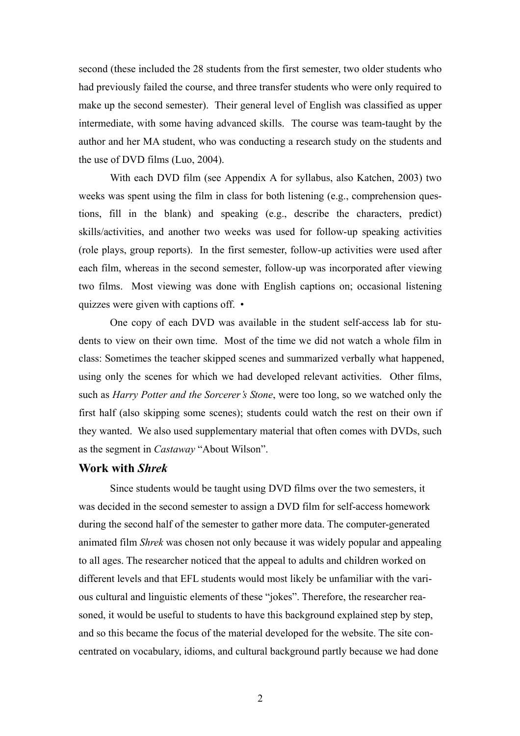second (these included the 28 students from the first semester, two older students who had previously failed the course, and three transfer students who were only required to make up the second semester). Their general level of English was classified as upper intermediate, with some having advanced skills. The course was team-taught by the author and her MA student, who was conducting a research study on the students and the use of DVD films (Luo, 2004).

With each DVD film (see Appendix A for syllabus, also Katchen, 2003) two weeks was spent using the film in class for both listening (e.g., comprehension questions, fill in the blank) and speaking (e.g., describe the characters, predict) skills/activities, and another two weeks was used for follow-up speaking activities (role plays, group reports). In the first semester, follow-up activities were used after each film, whereas in the second semester, follow-up was incorporated after viewing two films. Most viewing was done with English captions on; occasional listening quizzes were given with captions off. •

One copy of each DVD was available in the student self-access lab for students to view on their own time. Most of the time we did not watch a whole film in class: Sometimes the teacher skipped scenes and summarized verbally what happened, using only the scenes for which we had developed relevant activities. Other films, such as *Harry Potter and the Sorcerer's Stone*, were too long, so we watched only the first half (also skipping some scenes); students could watch the rest on their own if they wanted. We also used supplementary material that often comes with DVDs, such as the segment in *Castaway* "About Wilson".

## Work with *Shrek*

Since students would be taught using DVD films over the two semesters, it was decided in the second semester to assign a DVD film for self-access homework during the second half of the semester to gather more data. The computer-generated animated film *Shrek* was chosen not only because it was widely popular and appealing to all ages. The researcher noticed that the appeal to adults and children worked on different levels and that EFL students would most likely be unfamiliar with the various cultural and linguistic elements of these "jokes". Therefore, the researcher reasoned, it would be useful to students to have this background explained step by step, and so this became the focus of the material developed for the website. The site concentrated on vocabulary, idioms, and cultural background partly because we had done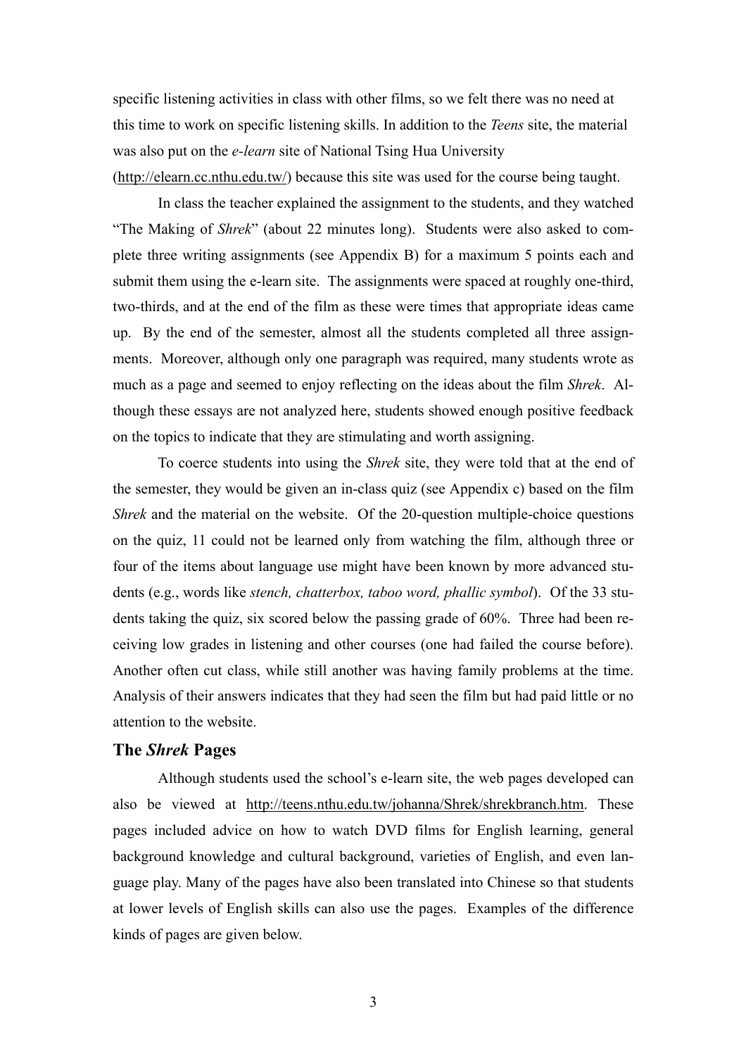specific listening activities in class with other films, so we felt there was no need at this time to work on specific listening skills. In addition to the *Teens* site, the material was also put on the *e-learn* site of National Tsing Hua University (http://elearn.cc.nthu.edu.tw/) because this site was used for the course being taught.

In class the teacher explained the assignment to the students, and they watched "The Making of *Shrek*" (about 22 minutes long). Students were also asked to complete three writing assignments (see Appendix B) for a maximum 5 points each and submit them using the e-learn site. The assignments were spaced at roughly one-third, two-thirds, and at the end of the film as these were times that appropriate ideas came up. By the end of the semester, almost all the students completed all three assignments. Moreover, although only one paragraph was required, many students wrote as much as a page and seemed to enjoy reflecting on the ideas about the film *Shrek*. Although these essays are not analyzed here, students showed enough positive feedback on the topics to indicate that they are stimulating and worth assigning.

To coerce students into using the *Shrek* site, they were told that at the end of the semester, they would be given an in-class quiz (see Appendix c) based on the film *Shrek* and the material on the website. Of the 20-question multiple-choice questions on the quiz, 11 could not be learned only from watching the film, although three or four of the items about language use might have been known by more advanced students (e.g., words like *stench, chatterbox, taboo word, phallic symbol*). Of the 33 students taking the quiz, six scored below the passing grade of 60%. Three had been receiving low grades in listening and other courses (one had failed the course before). Another often cut class, while still another was having family problems at the time. Analysis of their answers indicates that they had seen the film but had paid little or no attention to the website.

## The *Shrek* Pages

Although students used the school's e-learn site, the web pages developed can also be viewed at http://teens.nthu.edu.tw/johanna/Shrek/shrekbranch.htm. These pages included advice on how to watch DVD films for English learning, general background knowledge and cultural background, varieties of English, and even language play. Many of the pages have also been translated into Chinese so that students at lower levels of English skills can also use the pages. Examples of the difference kinds of pages are given below.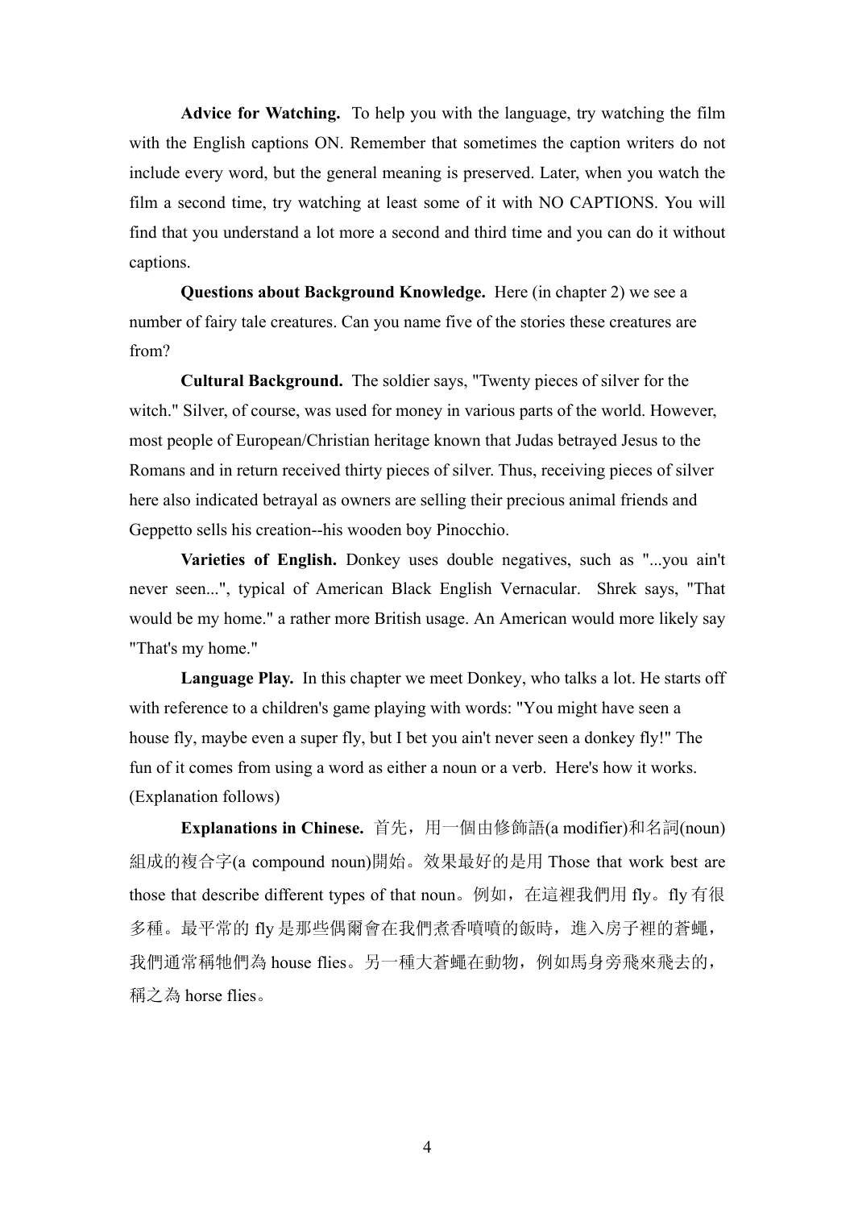**Advice for Watching.** To help you with the language, try watching the film with the English captions ON. Remember that sometimes the caption writers do not include every word, but the general meaning is preserved. Later, when you watch the film a second time, try watching at least some of it with NO CAPTIONS. You will find that you understand a lot more a second and third time and you can do it without captions.

**Questions about Background Knowledge.** Here (in chapter 2) we see a number of fairy tale creatures. Can you name five of the stories these creatures are from?

**Cultural Background.** The soldier says, "Twenty pieces of silver for the witch." Silver, of course, was used for money in various parts of the world. However, most people of European/Christian heritage known that Judas betrayed Jesus to the Romans and in return received thirty pieces of silver. Thus, receiving pieces of silver here also indicated betrayal as owners are selling their precious animal friends and Geppetto sells his creation--his wooden boy Pinocchio.

**Varieties of English.** Donkey uses double negatives, such as "...you ain't never seen...", typical of American Black English Vernacular. Shrek says, "That would be my home." a rather more British usage. An American would more likely say "That's my home."

**Language Play.** In this chapter we meet Donkey, who talks a lot. He starts off with reference to a children's game playing with words: "You might have seen a house fly, maybe even a super fly, but I bet you ain't never seen a donkey fly!" The fun of it comes from using a word as either a noun or a verb. Here's how it works. (Explanation follows)

**Explanations in Chinese.** 首先，用一個由修飾語(a modifier)和名詞(noun)組成的複合字(a compound noun)開始。效果最好的是用 Those that work best are those that describe different types of that noun。例如，在這裡我們用 fly。fly 有很多種。最平常的 fly 是那些偶爾會在我們煮香噴噴的飯時，進入房子裡的蒼蠅，我們通常稱牠們為 house flies。另一種大蒼蠅在動物，例如馬身旁飛來飛去的，稱之為 horse flies。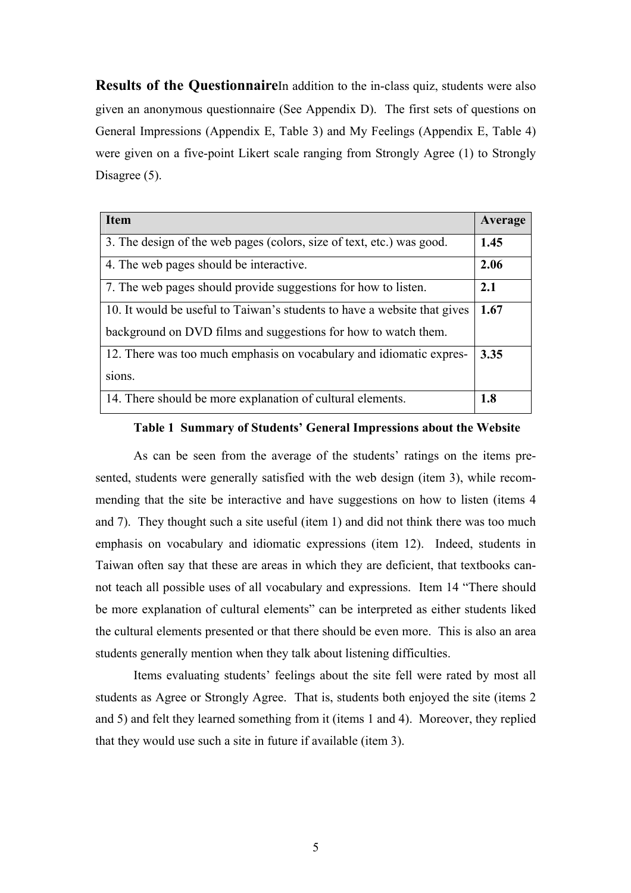**Results of the Questionnaire**In addition to the in-class quiz, students were also given an anonymous questionnaire (See Appendix D). The first sets of questions on General Impressions (Appendix E, Table 3) and My Feelings (Appendix E, Table 4) were given on a five-point Likert scale ranging from Strongly Agree (1) to Strongly Disagree (5).

| **Item** | **Average** |
|---|---|
| 3. The design of the web pages (colors, size of text, etc.) was good. | **1.45** |
| 4. The web pages should be interactive. | **2.06** |
| 7. The web pages should provide suggestions for how to listen. | **2.1** |
| 10. It would be useful to Taiwan's students to have a website that gives background on DVD films and suggestions for how to watch them. | **1.67** |
| 12. There was too much emphasis on vocabulary and idiomatic expressions. | **3.35** |
| 14. There should be more explanation of cultural elements. | **1.8** |

**Table 1 Summary of Students' General Impressions about the Website**

As can be seen from the average of the students' ratings on the items presented, students were generally satisfied with the web design (item 3), while recommending that the site be interactive and have suggestions on how to listen (items 4 and 7). They thought such a site useful (item 1) and did not think there was too much emphasis on vocabulary and idiomatic expressions (item 12). Indeed, students in Taiwan often say that these are areas in which they are deficient, that textbooks cannot teach all possible uses of all vocabulary and expressions. Item 14 "There should be more explanation of cultural elements" can be interpreted as either students liked the cultural elements presented or that there should be even more. This is also an area students generally mention when they talk about listening difficulties.

Items evaluating students' feelings about the site fell were rated by most all students as Agree or Strongly Agree. That is, students both enjoyed the site (items 2 and 5) and felt they learned something from it (items 1 and 4). Moreover, they replied that they would use such a site in future if available (item 3).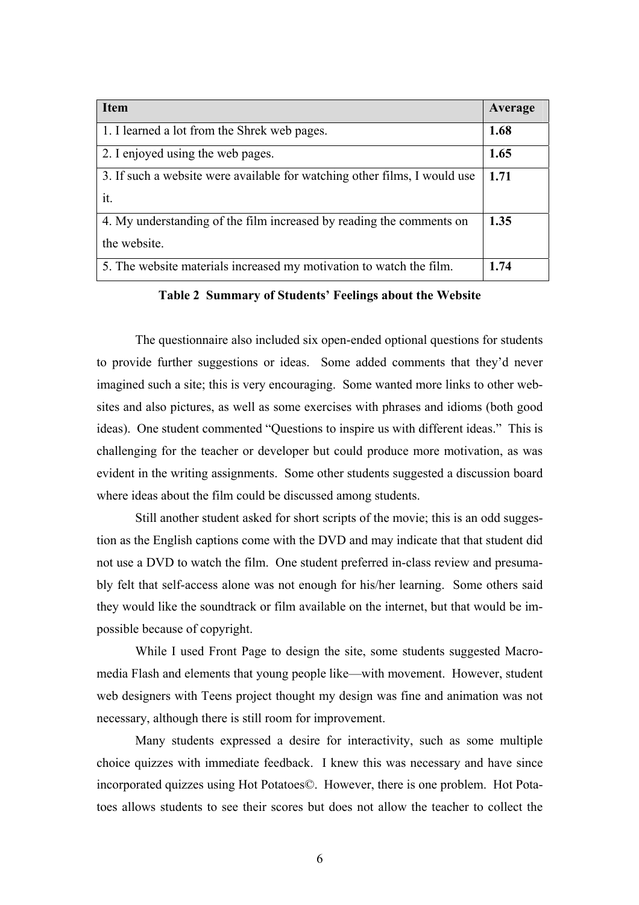| Item | Average |
|---|---|
| 1. I learned a lot from the Shrek web pages. | **1.68** |
| 2. I enjoyed using the web pages. | **1.65** |
| 3. If such a website were available for watching other films, I would use it. | **1.71** |
| 4. My understanding of the film increased by reading the comments on the website. | **1.35** |
| 5. The website materials increased my motivation to watch the film. | **1.74** |

**Table 2 Summary of Students' Feelings about the Website**

The questionnaire also included six open-ended optional questions for students to provide further suggestions or ideas. Some added comments that they'd never imagined such a site; this is very encouraging. Some wanted more links to other web-sites and also pictures, as well as some exercises with phrases and idioms (both good ideas). One student commented "Questions to inspire us with different ideas." This is challenging for the teacher or developer but could produce more motivation, as was evident in the writing assignments. Some other students suggested a discussion board where ideas about the film could be discussed among students.

Still another student asked for short scripts of the movie; this is an odd sugges-tion as the English captions come with the DVD and may indicate that that student did not use a DVD to watch the film. One student preferred in-class review and presuma-bly felt that self-access alone was not enough for his/her learning. Some others said they would like the soundtrack or film available on the internet, but that would be im-possible because of copyright.

While I used Front Page to design the site, some students suggested Macro-media Flash and elements that young people like—with movement. However, student web designers with Teens project thought my design was fine and animation was not necessary, although there is still room for improvement.

Many students expressed a desire for interactivity, such as some multiple choice quizzes with immediate feedback. I knew this was necessary and have since incorporated quizzes using Hot Potatoes©. However, there is one problem. Hot Pota-toes allows students to see their scores but does not allow the teacher to collect the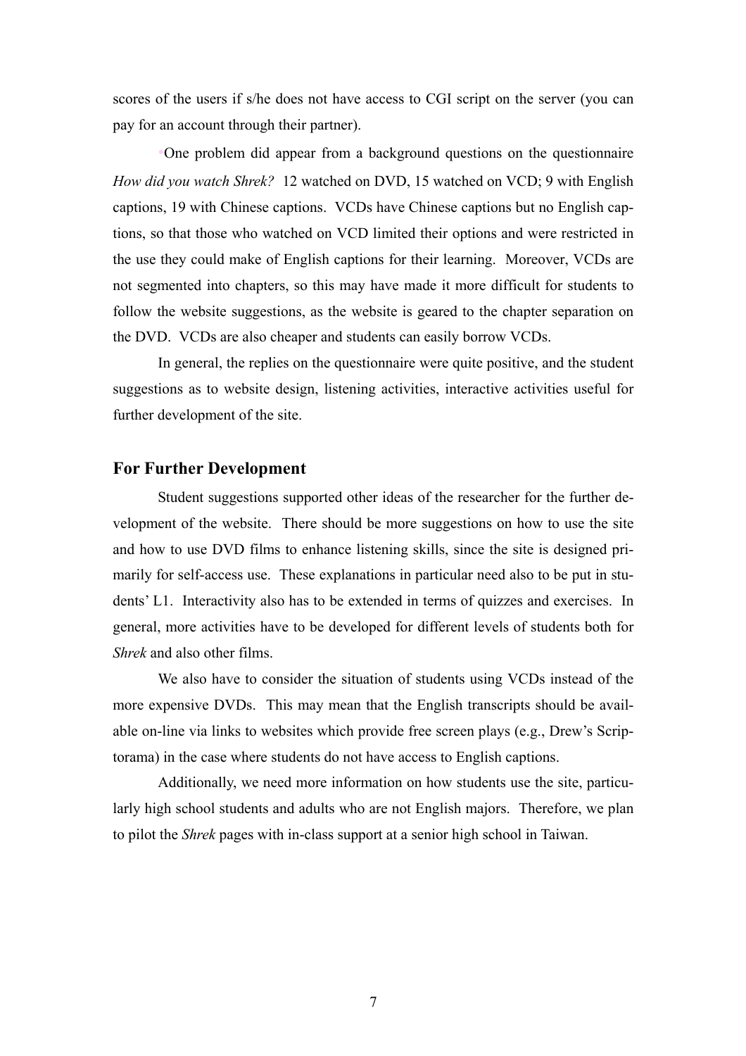scores of the users if s/he does not have access to CGI script on the server (you can pay for an account through their partner).

One problem did appear from a background questions on the questionnaire *How did you watch Shrek?* 12 watched on DVD, 15 watched on VCD; 9 with English captions, 19 with Chinese captions. VCDs have Chinese captions but no English captions, so that those who watched on VCD limited their options and were restricted in the use they could make of English captions for their learning. Moreover, VCDs are not segmented into chapters, so this may have made it more difficult for students to follow the website suggestions, as the website is geared to the chapter separation on the DVD. VCDs are also cheaper and students can easily borrow VCDs.

In general, the replies on the questionnaire were quite positive, and the student suggestions as to website design, listening activities, interactive activities useful for further development of the site.

## For Further Development

Student suggestions supported other ideas of the researcher for the further development of the website. There should be more suggestions on how to use the site and how to use DVD films to enhance listening skills, since the site is designed primarily for self-access use. These explanations in particular need also to be put in students' L1. Interactivity also has to be extended in terms of quizzes and exercises. In general, more activities have to be developed for different levels of students both for *Shrek* and also other films.

We also have to consider the situation of students using VCDs instead of the more expensive DVDs. This may mean that the English transcripts should be available on-line via links to websites which provide free screen plays (e.g., Drew's Scriptorama) in the case where students do not have access to English captions.

Additionally, we need more information on how students use the site, particularly high school students and adults who are not English majors. Therefore, we plan to pilot the *Shrek* pages with in-class support at a senior high school in Taiwan.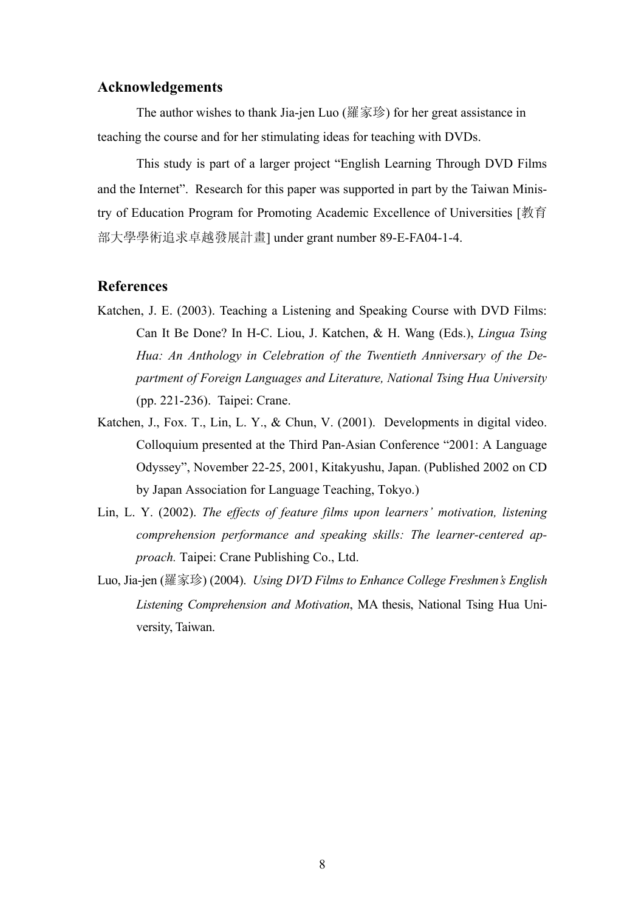## Acknowledgements

The author wishes to thank Jia-jen Luo (羅家珍) for her great assistance in teaching the course and for her stimulating ideas for teaching with DVDs.

This study is part of a larger project "English Learning Through DVD Films and the Internet". Research for this paper was supported in part by the Taiwan Ministry of Education Program for Promoting Academic Excellence of Universities [教育部大學學術追求卓越發展計畫] under grant number 89-E-FA04-1-4.

## References

Katchen, J. E. (2003). Teaching a Listening and Speaking Course with DVD Films: Can It Be Done? In H-C. Liou, J. Katchen, & H. Wang (Eds.), *Lingua Tsing Hua: An Anthology in Celebration of the Twentieth Anniversary of the Department of Foreign Languages and Literature, National Tsing Hua University* (pp. 221-236). Taipei: Crane.

Katchen, J., Fox. T., Lin, L. Y., & Chun, V. (2001). Developments in digital video. Colloquium presented at the Third Pan-Asian Conference "2001: A Language Odyssey", November 22-25, 2001, Kitakyushu, Japan. (Published 2002 on CD by Japan Association for Language Teaching, Tokyo.)

Lin, L. Y. (2002). *The effects of feature films upon learners' motivation, listening comprehension performance and speaking skills: The learner-centered approach.* Taipei: Crane Publishing Co., Ltd.

Luo, Jia-jen (羅家珍) (2004). *Using DVD Films to Enhance College Freshmen's English Listening Comprehension and Motivation*, MA thesis, National Tsing Hua University, Taiwan.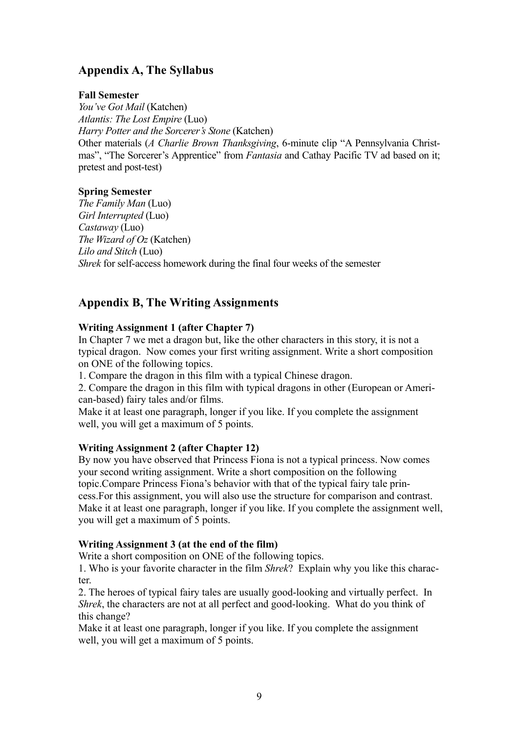## Appendix A, The Syllabus

**Fall Semester**

*You've Got Mail* (Katchen)
*Atlantis: The Lost Empire* (Luo)
*Harry Potter and the Sorcerer's Stone* (Katchen)
Other materials (*A Charlie Brown Thanksgiving*, 6-minute clip "A Pennsylvania Christmas", "The Sorcerer's Apprentice" from *Fantasia* and Cathay Pacific TV ad based on it; pretest and post-test)

**Spring Semester**

*The Family Man* (Luo)
*Girl Interrupted* (Luo)
*Castaway* (Luo)
*The Wizard of Oz* (Katchen)
*Lilo and Stitch* (Luo)
*Shrek* for self-access homework during the final four weeks of the semester

## Appendix B, The Writing Assignments

**Writing Assignment 1 (after Chapter 7)**

In Chapter 7 we met a dragon but, like the other characters in this story, it is not a typical dragon. Now comes your first writing assignment. Write a short composition on ONE of the following topics.

1. Compare the dragon in this film with a typical Chinese dragon.
2. Compare the dragon in this film with typical dragons in other (European or American-based) fairy tales and/or films.

Make it at least one paragraph, longer if you like. If you complete the assignment well, you will get a maximum of 5 points.

**Writing Assignment 2 (after Chapter 12)**

By now you have observed that Princess Fiona is not a typical princess. Now comes your second writing assignment. Write a short composition on the following topic.Compare Princess Fiona's behavior with that of the typical fairy tale princess.For this assignment, you will also use the structure for comparison and contrast. Make it at least one paragraph, longer if you like. If you complete the assignment well, you will get a maximum of 5 points.

**Writing Assignment 3 (at the end of the film)**

Write a short composition on ONE of the following topics.

1. Who is your favorite character in the film *Shrek*? Explain why you like this character.
2. The heroes of typical fairy tales are usually good-looking and virtually perfect. In *Shrek*, the characters are not at all perfect and good-looking. What do you think of this change?

Make it at least one paragraph, longer if you like. If you complete the assignment well, you will get a maximum of 5 points.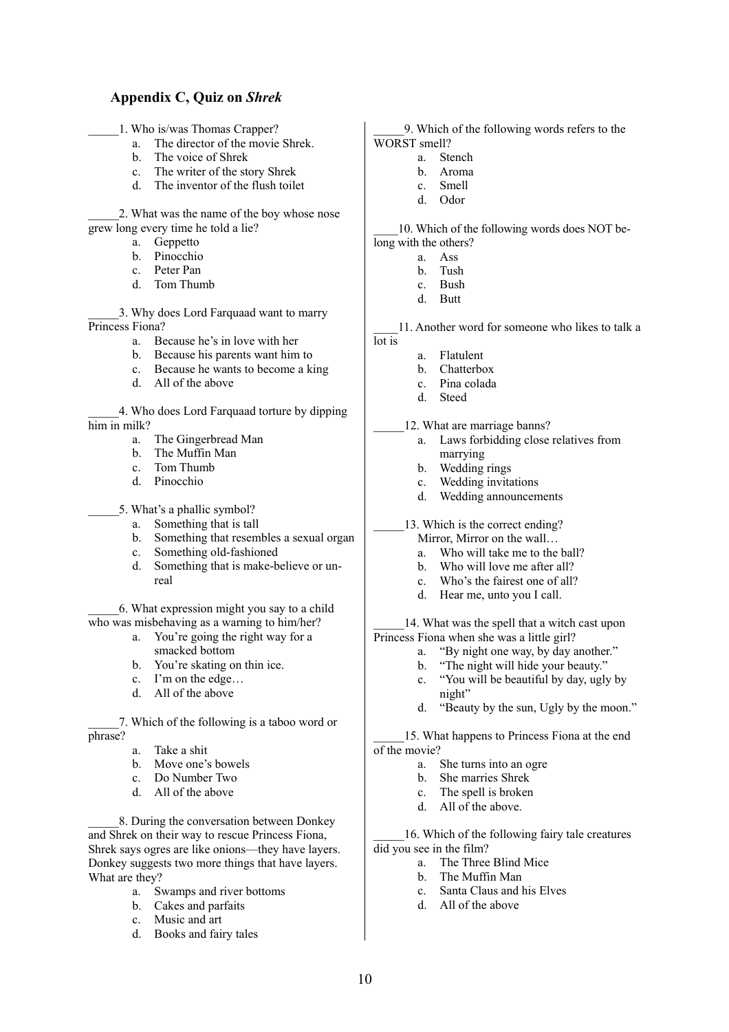## Appendix C, Quiz on *Shrek*

_____1. Who is/was Thomas Crapper?

a. The director of the movie Shrek.
b. The voice of Shrek
c. The writer of the story Shrek
d. The inventor of the flush toilet

_____2. What was the name of the boy whose nose grew long every time he told a lie?

a. Geppetto
b. Pinocchio
c. Peter Pan
d. Tom Thumb

_____3. Why does Lord Farquaad want to marry Princess Fiona?

a. Because he's in love with her
b. Because his parents want him to
c. Because he wants to become a king
d. All of the above

_____4. Who does Lord Farquaad torture by dipping him in milk?

a. The Gingerbread Man
b. The Muffin Man
c. Tom Thumb
d. Pinocchio

_____5. What's a phallic symbol?

a. Something that is tall
b. Something that resembles a sexual organ
c. Something old-fashioned
d. Something that is make-believe or unreal

_____6. What expression might you say to a child who was misbehaving as a warning to him/her?

a. You're going the right way for a smacked bottom
b. You're skating on thin ice.
c. I'm on the edge…
d. All of the above

_____7. Which of the following is a taboo word or phrase?

a. Take a shit
b. Move one's bowels
c. Do Number Two
d. All of the above

_____8. During the conversation between Donkey and Shrek on their way to rescue Princess Fiona, Shrek says ogres are like onions—they have layers. Donkey suggests two more things that have layers. What are they?

a. Swamps and river bottoms
b. Cakes and parfaits
c. Music and art
d. Books and fairy tales

_____9. Which of the following words refers to the WORST smell?

a. Stench
b. Aroma
c. Smell
d. Odor

____10. Which of the following words does NOT belong with the others?

a. Ass
b. Tush
c. Bush
d. Butt

____11. Another word for someone who likes to talk a lot is

a. Flatulent
b. Chatterbox
c. Pina colada
d. Steed

_____12. What are marriage banns?

a. Laws forbidding close relatives from marrying
b. Wedding rings
c. Wedding invitations
d. Wedding announcements

_____13. Which is the correct ending?
Mirror, Mirror on the wall…

a. Who will take me to the ball?
b. Who will love me after all?
c. Who's the fairest one of all?
d. Hear me, unto you I call.

_____14. What was the spell that a witch cast upon Princess Fiona when she was a little girl?

a. "By night one way, by day another."
b. "The night will hide your beauty."
c. "You will be beautiful by day, ugly by night"
d. "Beauty by the sun, Ugly by the moon."

_____15. What happens to Princess Fiona at the end of the movie?

a. She turns into an ogre
b. She marries Shrek
c. The spell is broken
d. All of the above.

_____16. Which of the following fairy tale creatures did you see in the film?

a. The Three Blind Mice
b. The Muffin Man
c. Santa Claus and his Elves
d. All of the above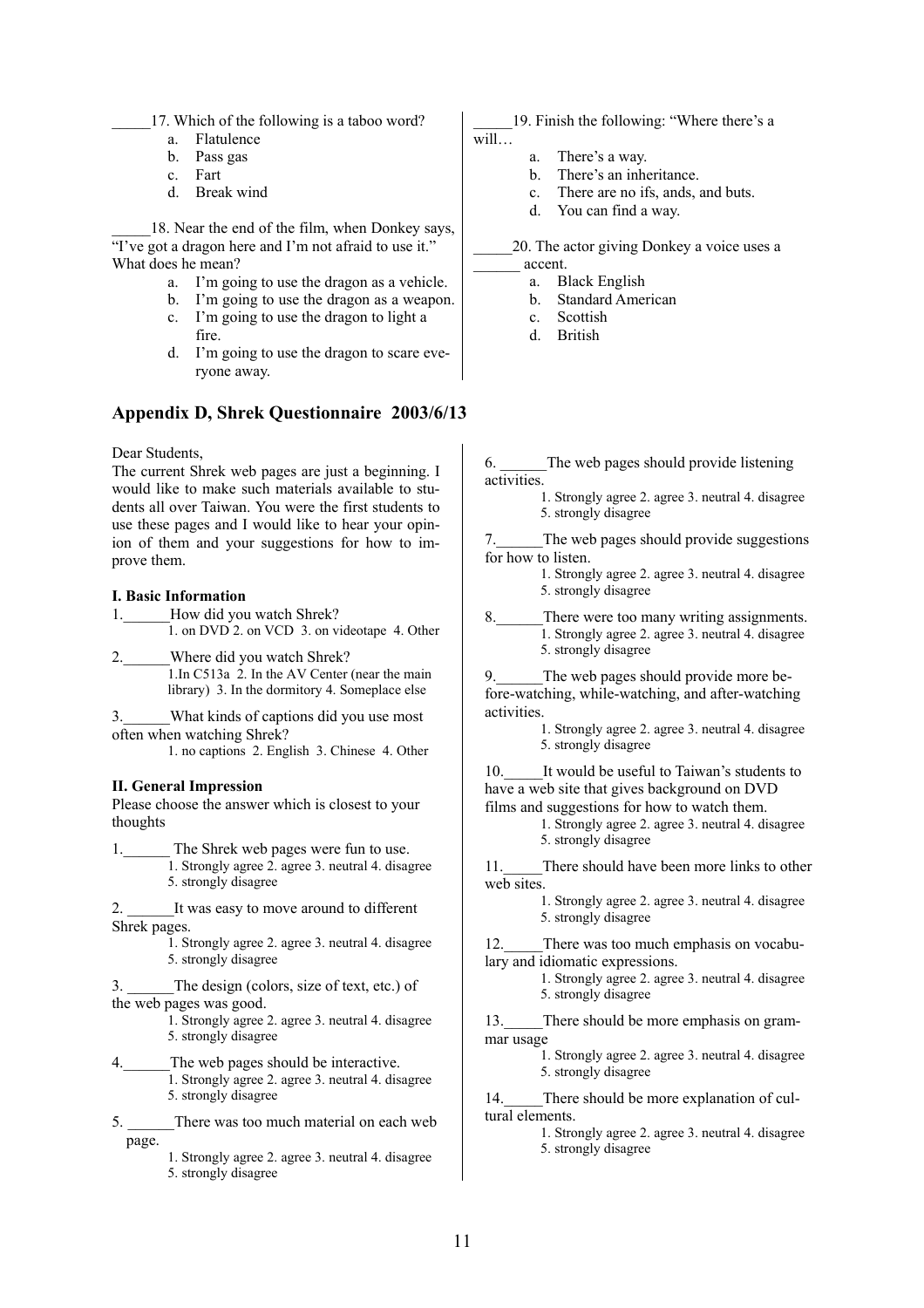_____17. Which of the following is a taboo word?

a. Flatulence
b. Pass gas
c. Fart
d. Break wind

_____18. Near the end of the film, when Donkey says, "I've got a dragon here and I'm not afraid to use it." What does he mean?

a. I'm going to use the dragon as a vehicle.
b. I'm going to use the dragon as a weapon.
c. I'm going to use the dragon to light a fire.
d. I'm going to use the dragon to scare everyone away.

_____19. Finish the following: "Where there's a will…

a. There's a way.
b. There's an inheritance.
c. There are no ifs, ands, and buts.
d. You can find a way.

_____20. The actor giving Donkey a voice uses a ______ accent.

a. Black English
b. Standard American
c. Scottish
d. British

## Appendix D, Shrek Questionnaire 2003/6/13

Dear Students,

The current Shrek web pages are just a beginning. I would like to make such materials available to students all over Taiwan. You were the first students to use these pages and I would like to hear your opinion of them and your suggestions for how to improve them.

**I. Basic Information**

1.______How did you watch Shrek?
 1. on DVD 2. on VCD 3. on videotape 4. Other

2.______Where did you watch Shrek?
 1.In C513a 2. In the AV Center (near the main library) 3. In the dormitory 4. Someplace else

3.______What kinds of captions did you use most often when watching Shrek?
 1. no captions 2. English 3. Chinese 4. Other

**II. General Impression**

Please choose the answer which is closest to your thoughts

1.______ The Shrek web pages were fun to use.
 1. Strongly agree 2. agree 3. neutral 4. disagree 5. strongly disagree

2. ______It was easy to move around to different Shrek pages.
 1. Strongly agree 2. agree 3. neutral 4. disagree 5. strongly disagree

3. ______The design (colors, size of text, etc.) of the web pages was good.
 1. Strongly agree 2. agree 3. neutral 4. disagree 5. strongly disagree

4.______The web pages should be interactive.
 1. Strongly agree 2. agree 3. neutral 4. disagree 5. strongly disagree

5. ______There was too much material on each web page.
 1. Strongly agree 2. agree 3. neutral 4. disagree 5. strongly disagree

6. ______The web pages should provide listening activities.
 1. Strongly agree 2. agree 3. neutral 4. disagree 5. strongly disagree

7.______The web pages should provide suggestions for how to listen.
 1. Strongly agree 2. agree 3. neutral 4. disagree 5. strongly disagree

8.______There were too many writing assignments.
 1. Strongly agree 2. agree 3. neutral 4. disagree 5. strongly disagree

9.______The web pages should provide more before-watching, while-watching, and after-watching activities.
 1. Strongly agree 2. agree 3. neutral 4. disagree 5. strongly disagree

10._____It would be useful to Taiwan's students to have a web site that gives background on DVD films and suggestions for how to watch them.
 1. Strongly agree 2. agree 3. neutral 4. disagree 5. strongly disagree

11._____There should have been more links to other web sites.
 1. Strongly agree 2. agree 3. neutral 4. disagree 5. strongly disagree

12._____There was too much emphasis on vocabulary and idiomatic expressions.
 1. Strongly agree 2. agree 3. neutral 4. disagree 5. strongly disagree

13._____There should be more emphasis on grammar usage
 1. Strongly agree 2. agree 3. neutral 4. disagree 5. strongly disagree

14._____There should be more explanation of cultural elements.
 1. Strongly agree 2. agree 3. neutral 4. disagree 5. strongly disagree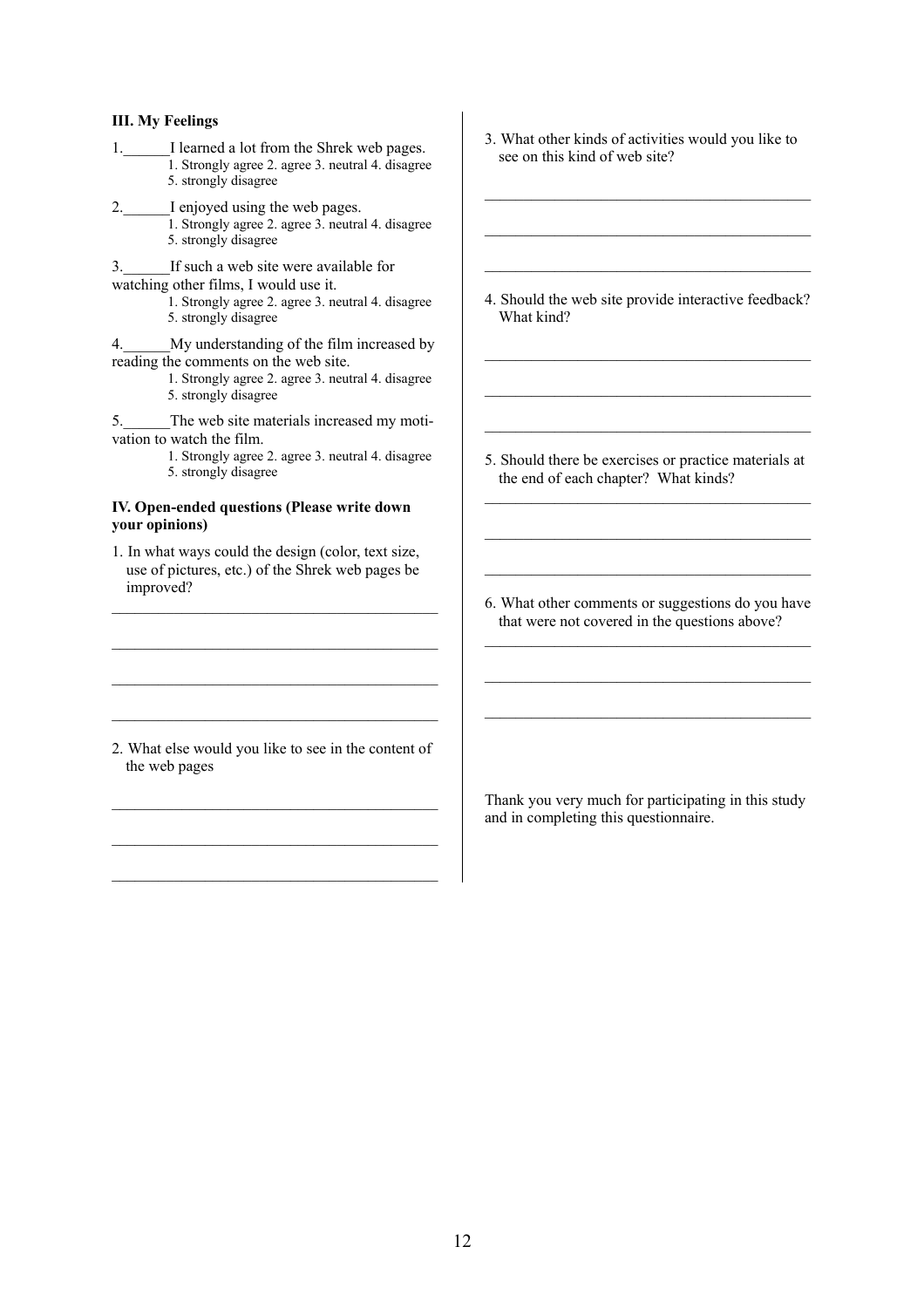### III. My Feelings

1.______I learned a lot from the Shrek web pages.
   1. Strongly agree 2. agree 3. neutral 4. disagree 5. strongly disagree

2.______I enjoyed using the web pages.
   1. Strongly agree 2. agree 3. neutral 4. disagree 5. strongly disagree

3.______If such a web site were available for watching other films, I would use it.
   1. Strongly agree 2. agree 3. neutral 4. disagree 5. strongly disagree

4.______My understanding of the film increased by reading the comments on the web site.
   1. Strongly agree 2. agree 3. neutral 4. disagree 5. strongly disagree

5.______The web site materials increased my motivation to watch the film.
   1. Strongly agree 2. agree 3. neutral 4. disagree 5. strongly disagree

### IV. Open-ended questions (Please write down your opinions)

1. In what ways could the design (color, text size, use of pictures, etc.) of the Shrek web pages be improved?

__________________________________________

__________________________________________

__________________________________________

__________________________________________

2. What else would you like to see in the content of the web pages

__________________________________________

__________________________________________

__________________________________________

3. What other kinds of activities would you like to see on this kind of web site?

__________________________________________

__________________________________________

__________________________________________

4. Should the web site provide interactive feedback? What kind?

__________________________________________

__________________________________________

__________________________________________

5. Should there be exercises or practice materials at the end of each chapter? What kinds?

__________________________________________

__________________________________________

__________________________________________

6. What other comments or suggestions do you have that were not covered in the questions above?

__________________________________________

__________________________________________

__________________________________________

Thank you very much for participating in this study and in completing this questionnaire.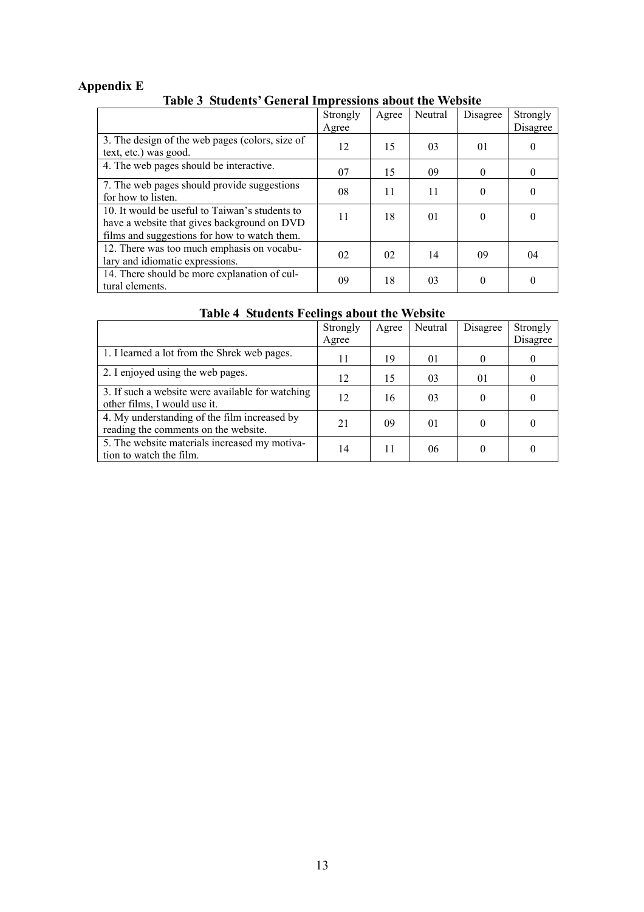## Appendix E

### Table 3 Students' General Impressions about the Website

| | Strongly Agree | Agree | Neutral | Disagree | Strongly Disagree |
|---|---|---|---|---|---|
| 3. The design of the web pages (colors, size of text, etc.) was good. | 12 | 15 | 03 | 01 | 0 |
| 4. The web pages should be interactive. | 07 | 15 | 09 | 0 | 0 |
| 7. The web pages should provide suggestions for how to listen. | 08 | 11 | 11 | 0 | 0 |
| 10. It would be useful to Taiwan's students to have a website that gives background on DVD films and suggestions for how to watch them. | 11 | 18 | 01 | 0 | 0 |
| 12. There was too much emphasis on vocabulary and idiomatic expressions. | 02 | 02 | 14 | 09 | 04 |
| 14. There should be more explanation of cultural elements. | 09 | 18 | 03 | 0 | 0 |

### Table 4 Students Feelings about the Website

| | Strongly Agree | Agree | Neutral | Disagree | Strongly Disagree |
|---|---|---|---|---|---|
| 1. I learned a lot from the Shrek web pages. | 11 | 19 | 01 | 0 | 0 |
| 2. I enjoyed using the web pages. | 12 | 15 | 03 | 01 | 0 |
| 3. If such a website were available for watching other films, I would use it. | 12 | 16 | 03 | 0 | 0 |
| 4. My understanding of the film increased by reading the comments on the website. | 21 | 09 | 01 | 0 | 0 |
| 5. The website materials increased my motivation to watch the film. | 14 | 11 | 06 | 0 | 0 |